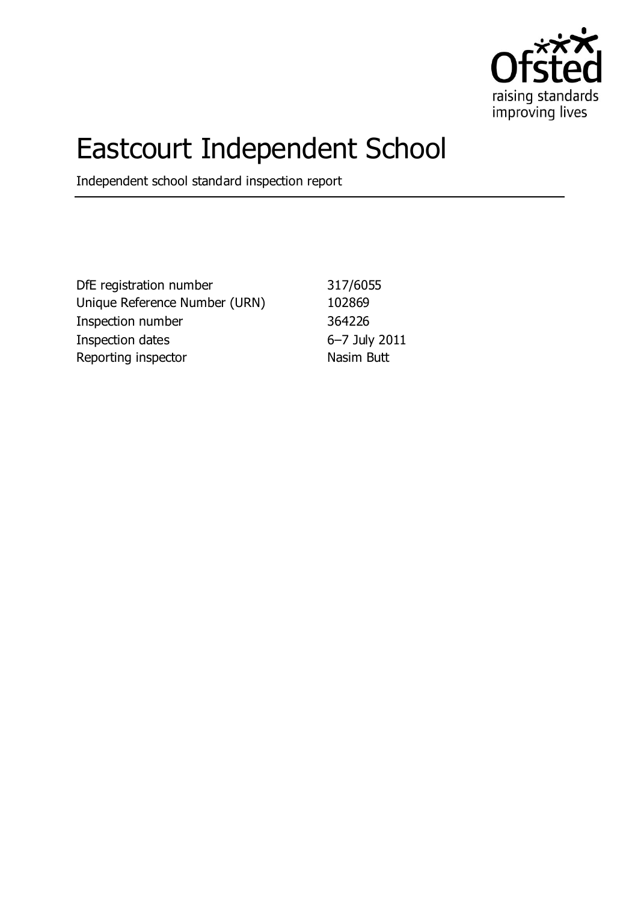# Eastcourt Independent School

Independent school standard inspection report

| | |
|---|---|
| DfE registration number | 317/6055 |
| Unique Reference Number (URN) | 102869 |
| Inspection number | 364226 |
| Inspection dates | 6–7 July 2011 |
| Reporting inspector | Nasim Butt |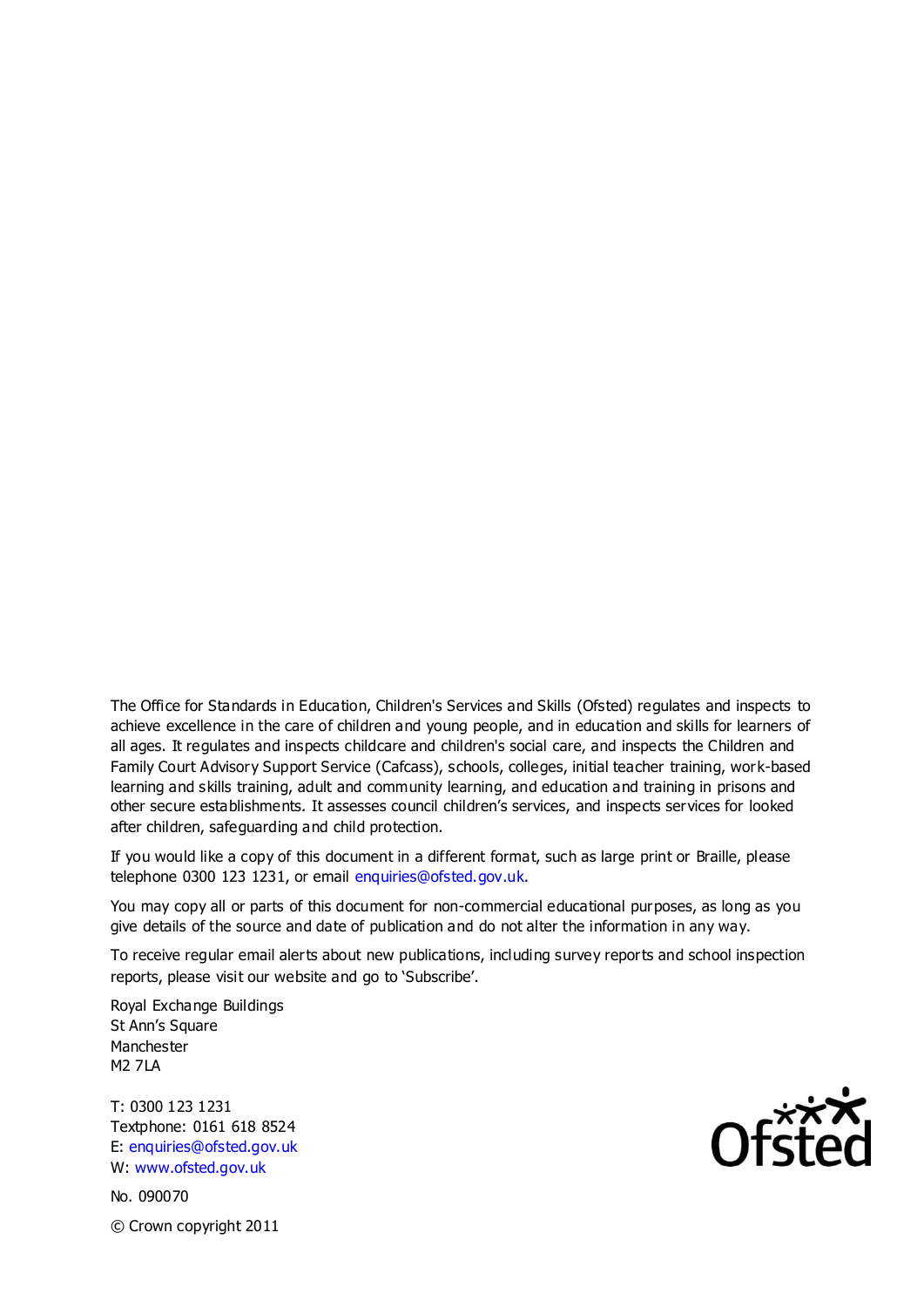The Office for Standards in Education, Children's Services and Skills (Ofsted) regulates and inspects to achieve excellence in the care of children and young people, and in education and skills for learners of all ages. It regulates and inspects childcare and children's social care, and inspects the Children and Family Court Advisory Support Service (Cafcass), schools, colleges, initial teacher training, work-based learning and skills training, adult and community learning, and education and training in prisons and other secure establishments. It assesses council children's services, and inspects services for looked after children, safeguarding and child protection.

If you would like a copy of this document in a different format, such as large print or Braille, please telephone 0300 123 1231, or email enquiries@ofsted.gov.uk.

You may copy all or parts of this document for non-commercial educational purposes, as long as you give details of the source and date of publication and do not alter the information in any way.

To receive regular email alerts about new publications, including survey reports and school inspection reports, please visit our website and go to 'Subscribe'.

Royal Exchange Buildings
St Ann's Square
Manchester
M2 7LA

T: 0300 123 1231
Textphone: 0161 618 8524
E: enquiries@ofsted.gov.uk
W: www.ofsted.gov.uk

No. 090070

© Crown copyright 2011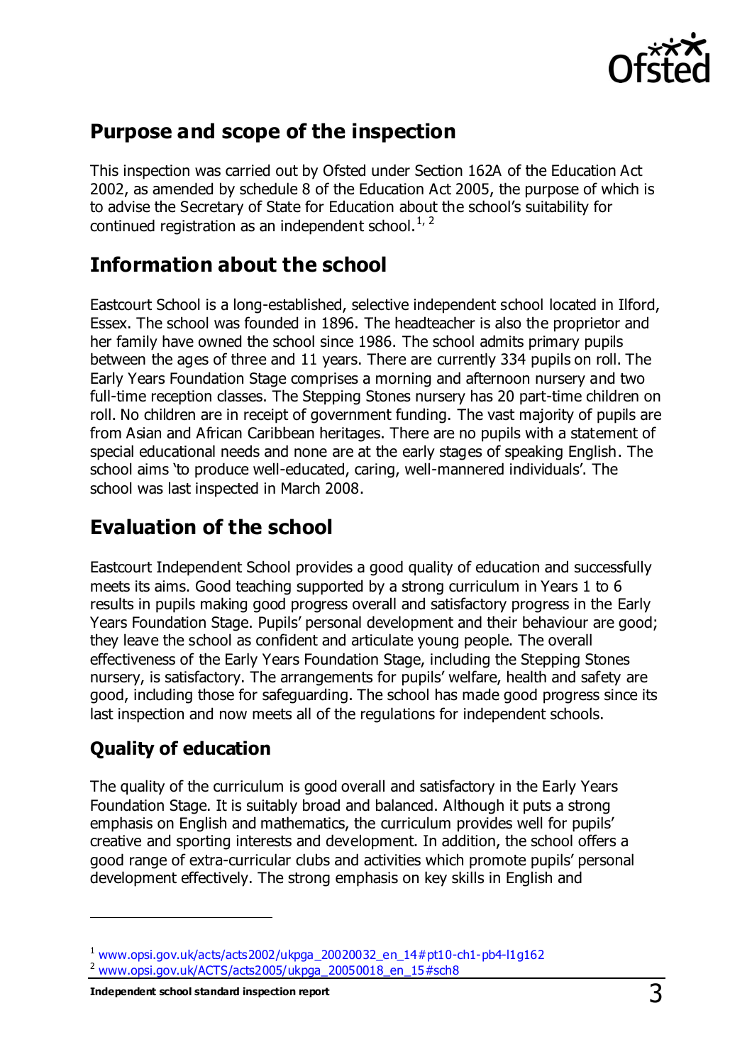## Purpose and scope of the inspection

This inspection was carried out by Ofsted under Section 162A of the Education Act 2002, as amended by schedule 8 of the Education Act 2005, the purpose of which is to advise the Secretary of State for Education about the school's suitability for continued registration as an independent school.[1, 2]

## Information about the school

Eastcourt School is a long-established, selective independent school located in Ilford, Essex. The school was founded in 1896. The headteacher is also the proprietor and her family have owned the school since 1986. The school admits primary pupils between the ages of three and 11 years. There are currently 334 pupils on roll. The Early Years Foundation Stage comprises a morning and afternoon nursery and two full-time reception classes. The Stepping Stones nursery has 20 part-time children on roll. No children are in receipt of government funding. The vast majority of pupils are from Asian and African Caribbean heritages. There are no pupils with a statement of special educational needs and none are at the early stages of speaking English. The school aims 'to produce well-educated, caring, well-mannered individuals'. The school was last inspected in March 2008.

## Evaluation of the school

Eastcourt Independent School provides a good quality of education and successfully meets its aims. Good teaching supported by a strong curriculum in Years 1 to 6 results in pupils making good progress overall and satisfactory progress in the Early Years Foundation Stage. Pupils' personal development and their behaviour are good; they leave the school as confident and articulate young people. The overall effectiveness of the Early Years Foundation Stage, including the Stepping Stones nursery, is satisfactory. The arrangements for pupils' welfare, health and safety are good, including those for safeguarding. The school has made good progress since its last inspection and now meets all of the regulations for independent schools.

### Quality of education

The quality of the curriculum is good overall and satisfactory in the Early Years Foundation Stage. It is suitably broad and balanced. Although it puts a strong emphasis on English and mathematics, the curriculum provides well for pupils' creative and sporting interests and development. In addition, the school offers a good range of extra-curricular clubs and activities which promote pupils' personal development effectively. The strong emphasis on key skills in English and

---

[1] www.opsi.gov.uk/acts/acts2002/ukpga_20020032_en_14#pt10-ch1-pb4-l1g162

[2] www.opsi.gov.uk/ACTS/acts2005/ukpga_20050018_en_15#sch8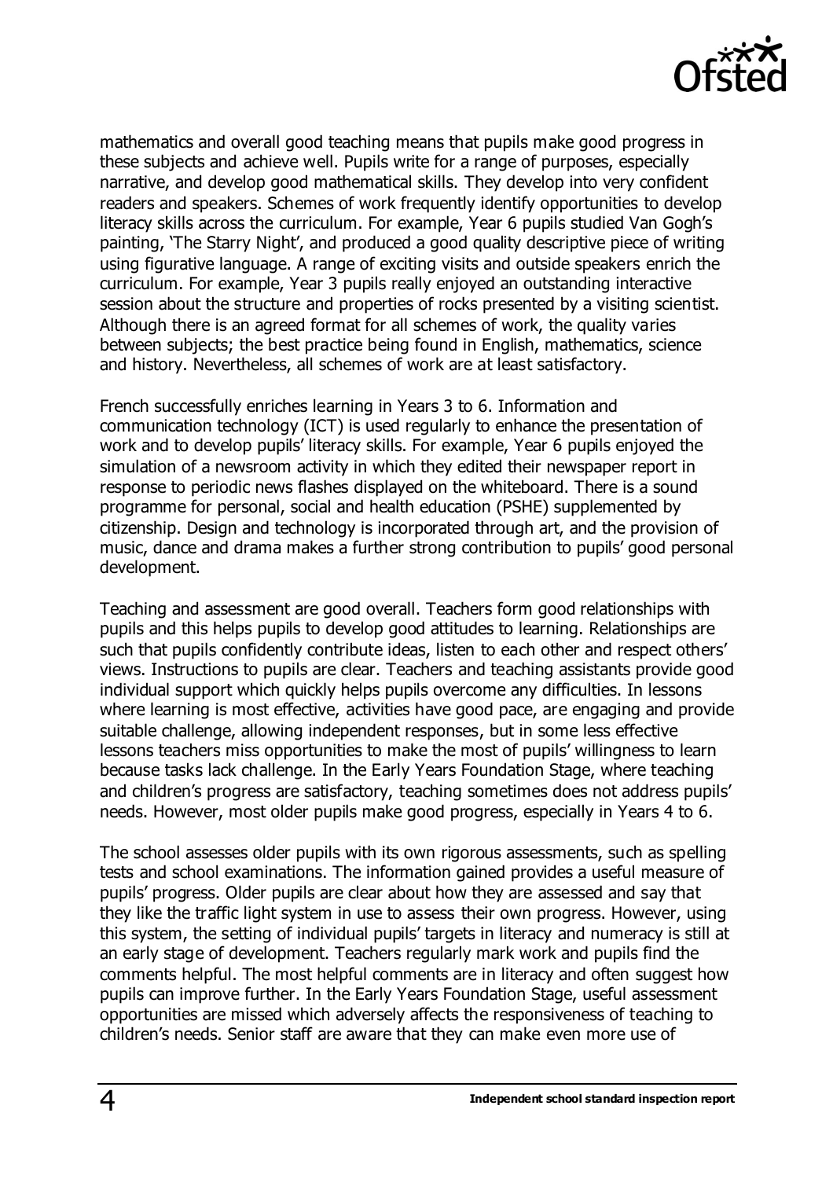mathematics and overall good teaching means that pupils make good progress in these subjects and achieve well. Pupils write for a range of purposes, especially narrative, and develop good mathematical skills. They develop into very confident readers and speakers. Schemes of work frequently identify opportunities to develop literacy skills across the curriculum. For example, Year 6 pupils studied Van Gogh's painting, 'The Starry Night', and produced a good quality descriptive piece of writing using figurative language. A range of exciting visits and outside speakers enrich the curriculum. For example, Year 3 pupils really enjoyed an outstanding interactive session about the structure and properties of rocks presented by a visiting scientist. Although there is an agreed format for all schemes of work, the quality varies between subjects; the best practice being found in English, mathematics, science and history. Nevertheless, all schemes of work are at least satisfactory.

French successfully enriches learning in Years 3 to 6. Information and communication technology (ICT) is used regularly to enhance the presentation of work and to develop pupils' literacy skills. For example, Year 6 pupils enjoyed the simulation of a newsroom activity in which they edited their newspaper report in response to periodic news flashes displayed on the whiteboard. There is a sound programme for personal, social and health education (PSHE) supplemented by citizenship. Design and technology is incorporated through art, and the provision of music, dance and drama makes a further strong contribution to pupils' good personal development.

Teaching and assessment are good overall. Teachers form good relationships with pupils and this helps pupils to develop good attitudes to learning. Relationships are such that pupils confidently contribute ideas, listen to each other and respect others' views. Instructions to pupils are clear. Teachers and teaching assistants provide good individual support which quickly helps pupils overcome any difficulties. In lessons where learning is most effective, activities have good pace, are engaging and provide suitable challenge, allowing independent responses, but in some less effective lessons teachers miss opportunities to make the most of pupils' willingness to learn because tasks lack challenge. In the Early Years Foundation Stage, where teaching and children's progress are satisfactory, teaching sometimes does not address pupils' needs. However, most older pupils make good progress, especially in Years 4 to 6.

The school assesses older pupils with its own rigorous assessments, such as spelling tests and school examinations. The information gained provides a useful measure of pupils' progress. Older pupils are clear about how they are assessed and say that they like the traffic light system in use to assess their own progress. However, using this system, the setting of individual pupils' targets in literacy and numeracy is still at an early stage of development. Teachers regularly mark work and pupils find the comments helpful. The most helpful comments are in literacy and often suggest how pupils can improve further. In the Early Years Foundation Stage, useful assessment opportunities are missed which adversely affects the responsiveness of teaching to children's needs. Senior staff are aware that they can make even more use of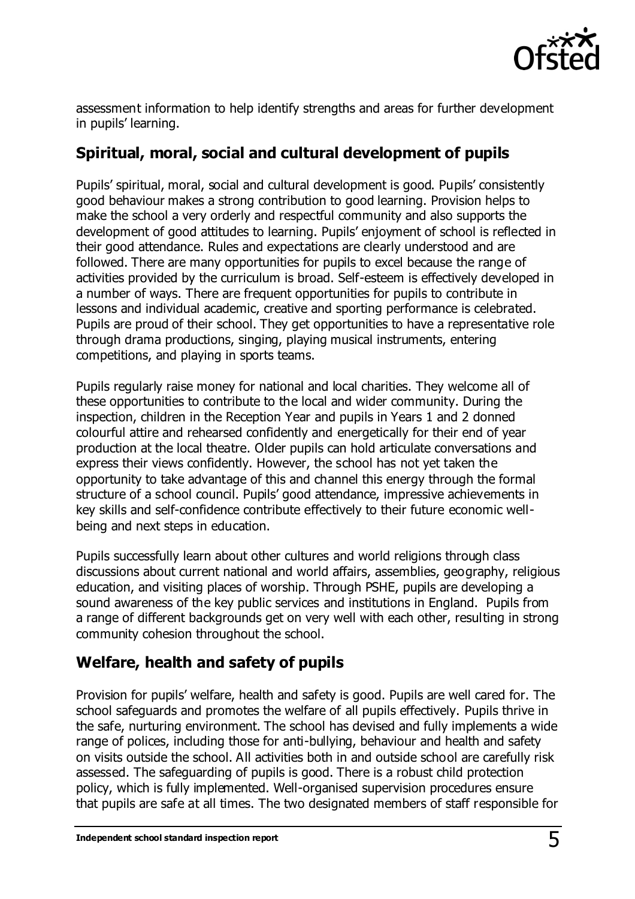assessment information to help identify strengths and areas for further development in pupils' learning.

## Spiritual, moral, social and cultural development of pupils

Pupils' spiritual, moral, social and cultural development is good. Pupils' consistently good behaviour makes a strong contribution to good learning. Provision helps to make the school a very orderly and respectful community and also supports the development of good attitudes to learning. Pupils' enjoyment of school is reflected in their good attendance. Rules and expectations are clearly understood and are followed. There are many opportunities for pupils to excel because the range of activities provided by the curriculum is broad. Self-esteem is effectively developed in a number of ways. There are frequent opportunities for pupils to contribute in lessons and individual academic, creative and sporting performance is celebrated. Pupils are proud of their school. They get opportunities to have a representative role through drama productions, singing, playing musical instruments, entering competitions, and playing in sports teams.

Pupils regularly raise money for national and local charities. They welcome all of these opportunities to contribute to the local and wider community. During the inspection, children in the Reception Year and pupils in Years 1 and 2 donned colourful attire and rehearsed confidently and energetically for their end of year production at the local theatre. Older pupils can hold articulate conversations and express their views confidently. However, the school has not yet taken the opportunity to take advantage of this and channel this energy through the formal structure of a school council. Pupils' good attendance, impressive achievements in key skills and self-confidence contribute effectively to their future economic well-being and next steps in education.

Pupils successfully learn about other cultures and world religions through class discussions about current national and world affairs, assemblies, geography, religious education, and visiting places of worship. Through PSHE, pupils are developing a sound awareness of the key public services and institutions in England. Pupils from a range of different backgrounds get on very well with each other, resulting in strong community cohesion throughout the school.

## Welfare, health and safety of pupils

Provision for pupils' welfare, health and safety is good. Pupils are well cared for. The school safeguards and promotes the welfare of all pupils effectively. Pupils thrive in the safe, nurturing environment. The school has devised and fully implements a wide range of polices, including those for anti-bullying, behaviour and health and safety on visits outside the school. All activities both in and outside school are carefully risk assessed. The safeguarding of pupils is good. There is a robust child protection policy, which is fully implemented. Well-organised supervision procedures ensure that pupils are safe at all times. The two designated members of staff responsible for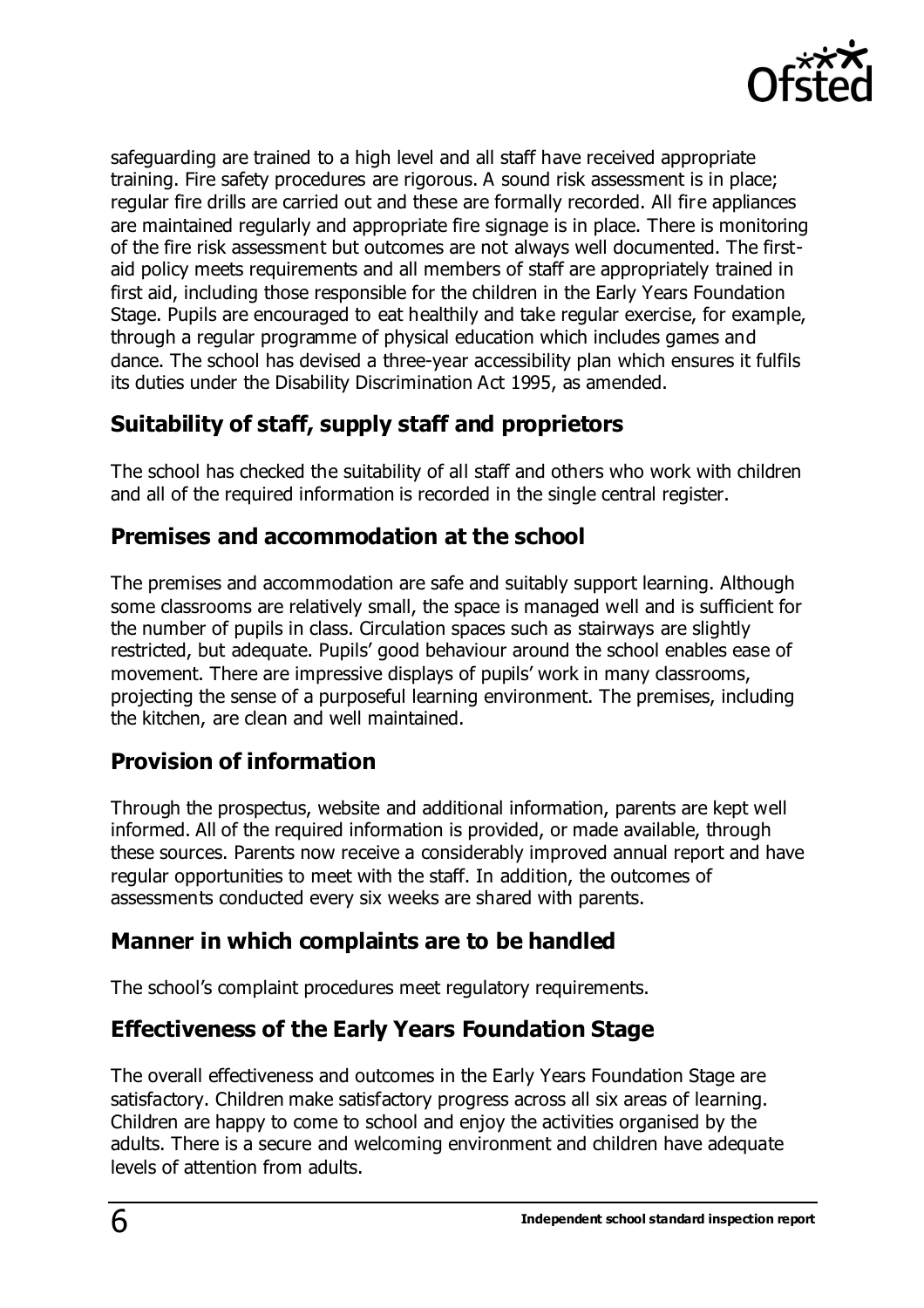safeguarding are trained to a high level and all staff have received appropriate training. Fire safety procedures are rigorous. A sound risk assessment is in place; regular fire drills are carried out and these are formally recorded. All fire appliances are maintained regularly and appropriate fire signage is in place. There is monitoring of the fire risk assessment but outcomes are not always well documented. The first-aid policy meets requirements and all members of staff are appropriately trained in first aid, including those responsible for the children in the Early Years Foundation Stage. Pupils are encouraged to eat healthily and take regular exercise, for example, through a regular programme of physical education which includes games and dance. The school has devised a three-year accessibility plan which ensures it fulfils its duties under the Disability Discrimination Act 1995, as amended.

## Suitability of staff, supply staff and proprietors

The school has checked the suitability of all staff and others who work with children and all of the required information is recorded in the single central register.

## Premises and accommodation at the school

The premises and accommodation are safe and suitably support learning. Although some classrooms are relatively small, the space is managed well and is sufficient for the number of pupils in class. Circulation spaces such as stairways are slightly restricted, but adequate. Pupils' good behaviour around the school enables ease of movement. There are impressive displays of pupils' work in many classrooms, projecting the sense of a purposeful learning environment. The premises, including the kitchen, are clean and well maintained.

## Provision of information

Through the prospectus, website and additional information, parents are kept well informed. All of the required information is provided, or made available, through these sources. Parents now receive a considerably improved annual report and have regular opportunities to meet with the staff. In addition, the outcomes of assessments conducted every six weeks are shared with parents.

## Manner in which complaints are to be handled

The school's complaint procedures meet regulatory requirements.

## Effectiveness of the Early Years Foundation Stage

The overall effectiveness and outcomes in the Early Years Foundation Stage are satisfactory. Children make satisfactory progress across all six areas of learning. Children are happy to come to school and enjoy the activities organised by the adults. There is a secure and welcoming environment and children have adequate levels of attention from adults.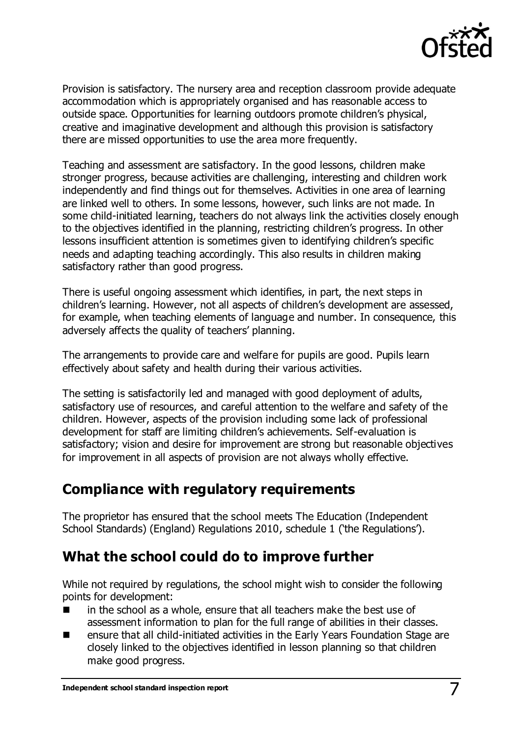Provision is satisfactory. The nursery area and reception classroom provide adequate accommodation which is appropriately organised and has reasonable access to outside space. Opportunities for learning outdoors promote children's physical, creative and imaginative development and although this provision is satisfactory there are missed opportunities to use the area more frequently.

Teaching and assessment are satisfactory. In the good lessons, children make stronger progress, because activities are challenging, interesting and children work independently and find things out for themselves. Activities in one area of learning are linked well to others. In some lessons, however, such links are not made. In some child-initiated learning, teachers do not always link the activities closely enough to the objectives identified in the planning, restricting children's progress. In other lessons insufficient attention is sometimes given to identifying children's specific needs and adapting teaching accordingly. This also results in children making satisfactory rather than good progress.

There is useful ongoing assessment which identifies, in part, the next steps in children's learning. However, not all aspects of children's development are assessed, for example, when teaching elements of language and number. In consequence, this adversely affects the quality of teachers' planning.

The arrangements to provide care and welfare for pupils are good. Pupils learn effectively about safety and health during their various activities.

The setting is satisfactorily led and managed with good deployment of adults, satisfactory use of resources, and careful attention to the welfare and safety of the children. However, aspects of the provision including some lack of professional development for staff are limiting children's achievements. Self-evaluation is satisfactory; vision and desire for improvement are strong but reasonable objectives for improvement in all aspects of provision are not always wholly effective.

## Compliance with regulatory requirements

The proprietor has ensured that the school meets The Education (Independent School Standards) (England) Regulations 2010, schedule 1 ('the Regulations').

## What the school could do to improve further

While not required by regulations, the school might wish to consider the following points for development:

- in the school as a whole, ensure that all teachers make the best use of assessment information to plan for the full range of abilities in their classes.
- ensure that all child-initiated activities in the Early Years Foundation Stage are closely linked to the objectives identified in lesson planning so that children make good progress.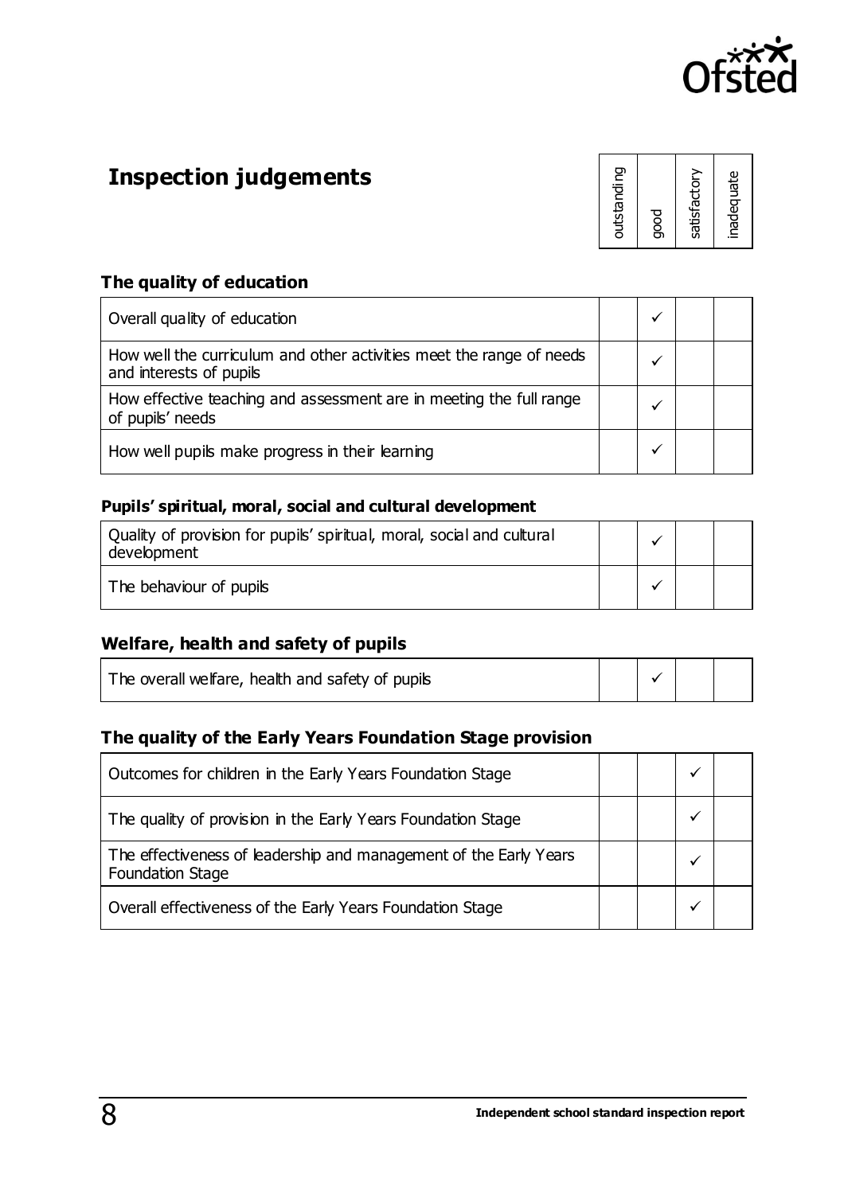## Inspection judgements

| | outstanding | good | satisfactory | inadequate |
|---|---|---|---|---|

### The quality of education

| | outstanding | good | satisfactory | inadequate |
|---|---|---|---|---|
| Overall quality of education | | ✓ | | |
| How well the curriculum and other activities meet the range of needs and interests of pupils | | ✓ | | |
| How effective teaching and assessment are in meeting the full range of pupils' needs | | ✓ | | |
| How well pupils make progress in their learning | | ✓ | | |

### Pupils' spiritual, moral, social and cultural development

| | outstanding | good | satisfactory | inadequate |
|---|---|---|---|---|
| Quality of provision for pupils' spiritual, moral, social and cultural development | | ✓ | | |
| The behaviour of pupils | | ✓ | | |

### Welfare, health and safety of pupils

| | outstanding | good | satisfactory | inadequate |
|---|---|---|---|---|
| The overall welfare, health and safety of pupils | | ✓ | | |

### The quality of the Early Years Foundation Stage provision

| | outstanding | good | satisfactory | inadequate |
|---|---|---|---|---|
| Outcomes for children in the Early Years Foundation Stage | | | ✓ | |
| The quality of provision in the Early Years Foundation Stage | | | ✓ | |
| The effectiveness of leadership and management of the Early Years Foundation Stage | | | ✓ | |
| Overall effectiveness of the Early Years Foundation Stage | | | ✓ | |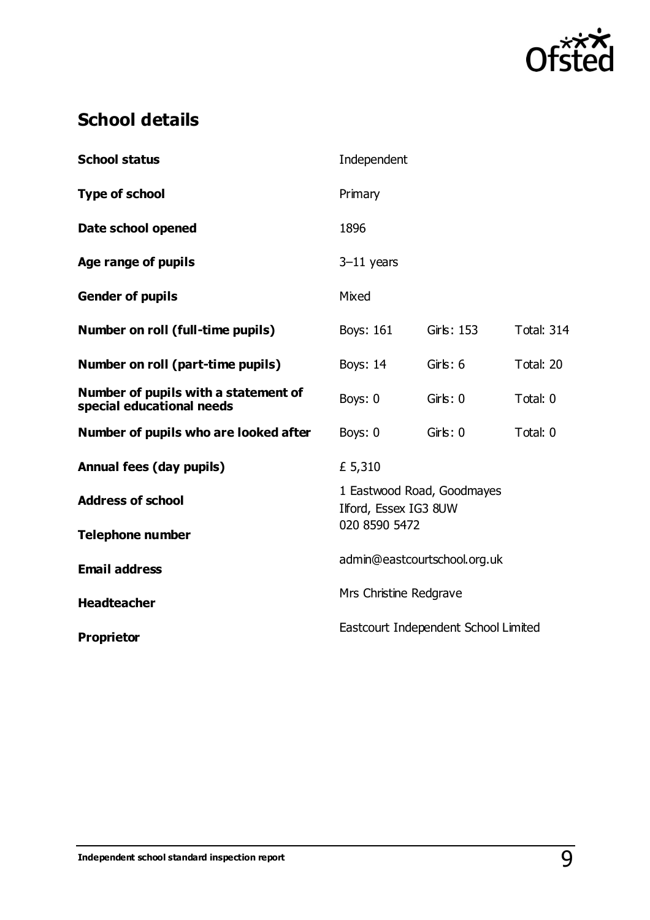## School details

| | | | |
|---|---|---|---|
| **School status** | Independent | | |
| **Type of school** | Primary | | |
| **Date school opened** | 1896 | | |
| **Age range of pupils** | 3–11 years | | |
| **Gender of pupils** | Mixed | | |
| **Number on roll (full-time pupils)** | Boys: 161 | Girls: 153 | Total: 314 |
| **Number on roll (part-time pupils)** | Boys: 14 | Girls: 6 | Total: 20 |
| **Number of pupils with a statement of special educational needs** | Boys: 0 | Girls: 0 | Total: 0 |
| **Number of pupils who are looked after** | Boys: 0 | Girls: 0 | Total: 0 |
| **Annual fees (day pupils)** | £ 5,310 | | |
| **Address of school** | 1 Eastwood Road, Goodmayes Ilford, Essex IG3 8UW | | |
| **Telephone number** | 020 8590 5472 | | |
| **Email address** | admin@eastcourtschool.org.uk | | |
| **Headteacher** | Mrs Christine Redgrave | | |
| **Proprietor** | Eastcourt Independent School Limited | | |